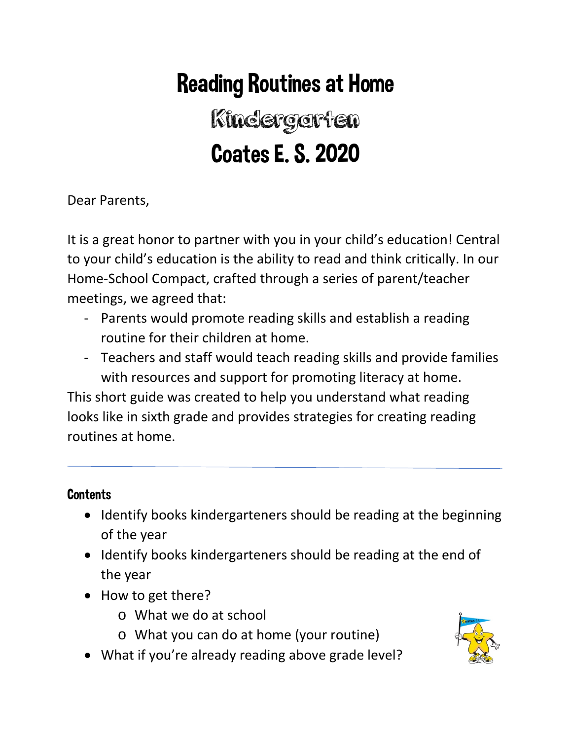# Reading Routines at Home

## Kindergarten

## Coates E. S. 2020

Dear Parents,

It is a great honor to partner with you in your child's education! Central to your child's education is the ability to read and think critically. In our Home-School Compact, crafted through a series of parent/teacher meetings, we agreed that:

- Parents would promote reading skills and establish a reading routine for their children at home.
- Teachers and staff would teach reading skills and provide families with resources and support for promoting literacy at home.

This short guide was created to help you understand what reading looks like in sixth grade and provides strategies for creating reading routines at home.

---

### Contents

- Identify books kindergarteners should be reading at the beginning of the year
- Identify books kindergarteners should be reading at the end of the year
- How to get there?
  - What we do at school
  - What you can do at home (your routine)
- What if you're already reading above grade level?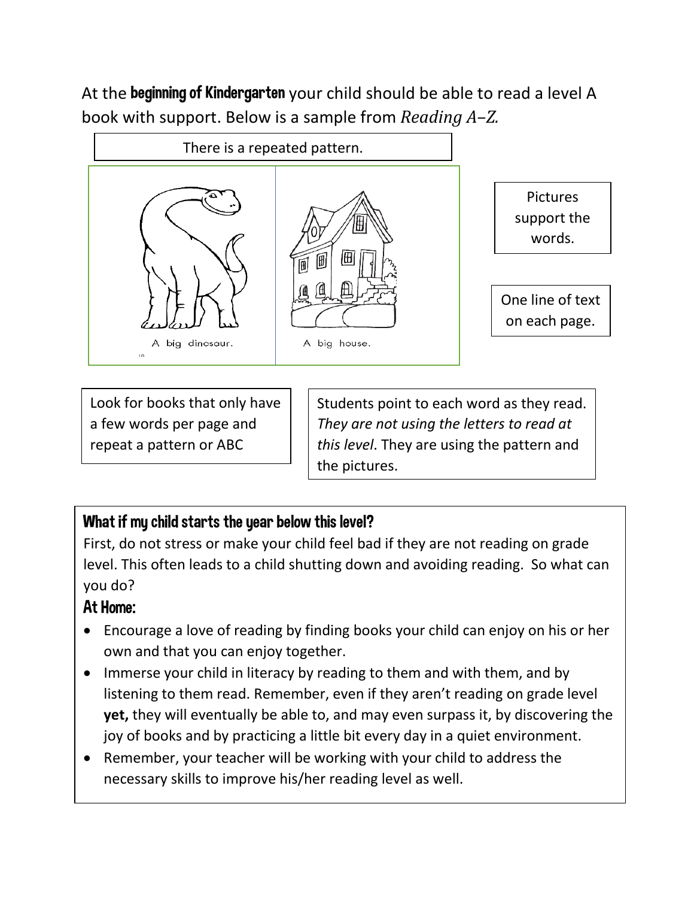At the **beginning of Kindergarten** your child should be able to read a level A book with support. Below is a sample from *Reading A–Z.*

There is a repeated pattern.

A big dinosaur.

A big house.

Pictures support the words.

One line of text on each page.

Look for books that only have a few words per page and repeat a pattern or ABC

Students point to each word as they read. *They are not using the letters to read at this level*. They are using the pattern and the pictures.

## What if my child starts the year below this level?

First, do not stress or make your child feel bad if they are not reading on grade level. This often leads to a child shutting down and avoiding reading. So what can you do?

### At Home:

- Encourage a love of reading by finding books your child can enjoy on his or her own and that you can enjoy together.
- Immerse your child in literacy by reading to them and with them, and by listening to them read. Remember, even if they aren't reading on grade level **yet,** they will eventually be able to, and may even surpass it, by discovering the joy of books and by practicing a little bit every day in a quiet environment.
- Remember, your teacher will be working with your child to address the necessary skills to improve his/her reading level as well.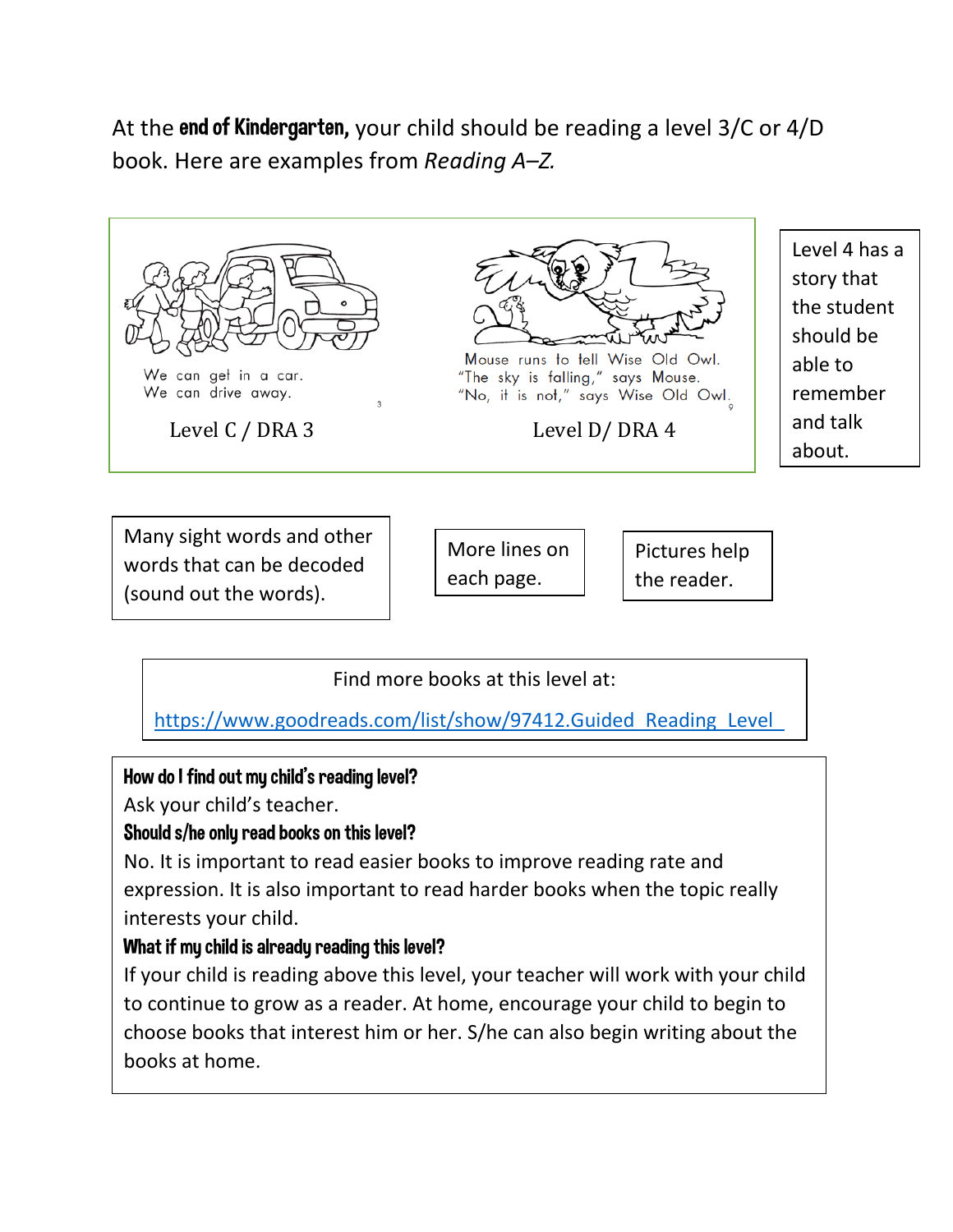At the **end of Kindergarten,** your child should be reading a level 3/C or 4/D book. Here are examples from *Reading A–Z.*

We can get in a car.
We can drive away.

Level C / DRA 3

Mouse runs to tell Wise Old Owl.
"The sky is falling," says Mouse.
"No, it is not," says Wise Old Owl.

Level D/ DRA 4

Level 4 has a story that the student should be able to remember and talk about.

Many sight words and other words that can be decoded (sound out the words).

More lines on each page.

Pictures help the reader.

Find more books at this level at:

https://www.goodreads.com/list/show/97412.Guided_Reading_Level_

**How do I find out my child's reading level?**

Ask your child's teacher.

**Should s/he only read books on this level?**

No. It is important to read easier books to improve reading rate and expression. It is also important to read harder books when the topic really interests your child.

**What if my child is already reading this level?**

If your child is reading above this level, your teacher will work with your child to continue to grow as a reader. At home, encourage your child to begin to choose books that interest him or her. S/he can also begin writing about the books at home.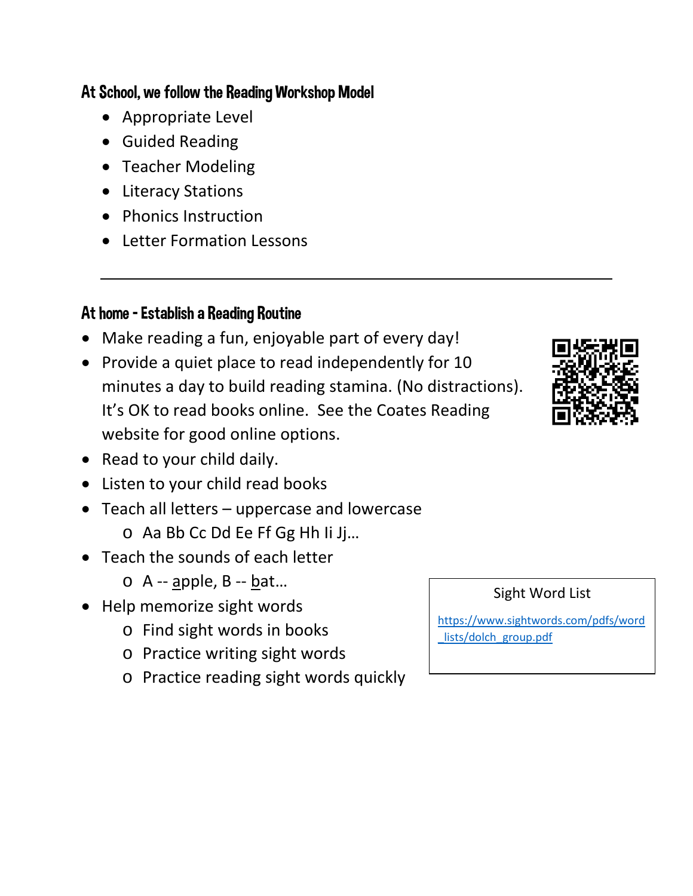## At School, we follow the Reading Workshop Model

- Appropriate Level
- Guided Reading
- Teacher Modeling
- Literacy Stations
- Phonics Instruction
- Letter Formation Lessons

---

## At home - Establish a Reading Routine

- Make reading a fun, enjoyable part of every day!
- Provide a quiet place to read independently for 10 minutes a day to build reading stamina. (No distractions). It's OK to read books online. See the Coates Reading website for good online options.
- Read to your child daily.
- Listen to your child read books
- Teach all letters – uppercase and lowercase
  - Aa Bb Cc Dd Ee Ff Gg Hh Ii Jj…
- Teach the sounds of each letter
  - A -- apple, B -- bat…
- Help memorize sight words
  - Find sight words in books
  - Practice writing sight words
  - Practice reading sight words quickly

Sight Word List

https://www.sightwords.com/pdfs/word_lists/dolch_group.pdf